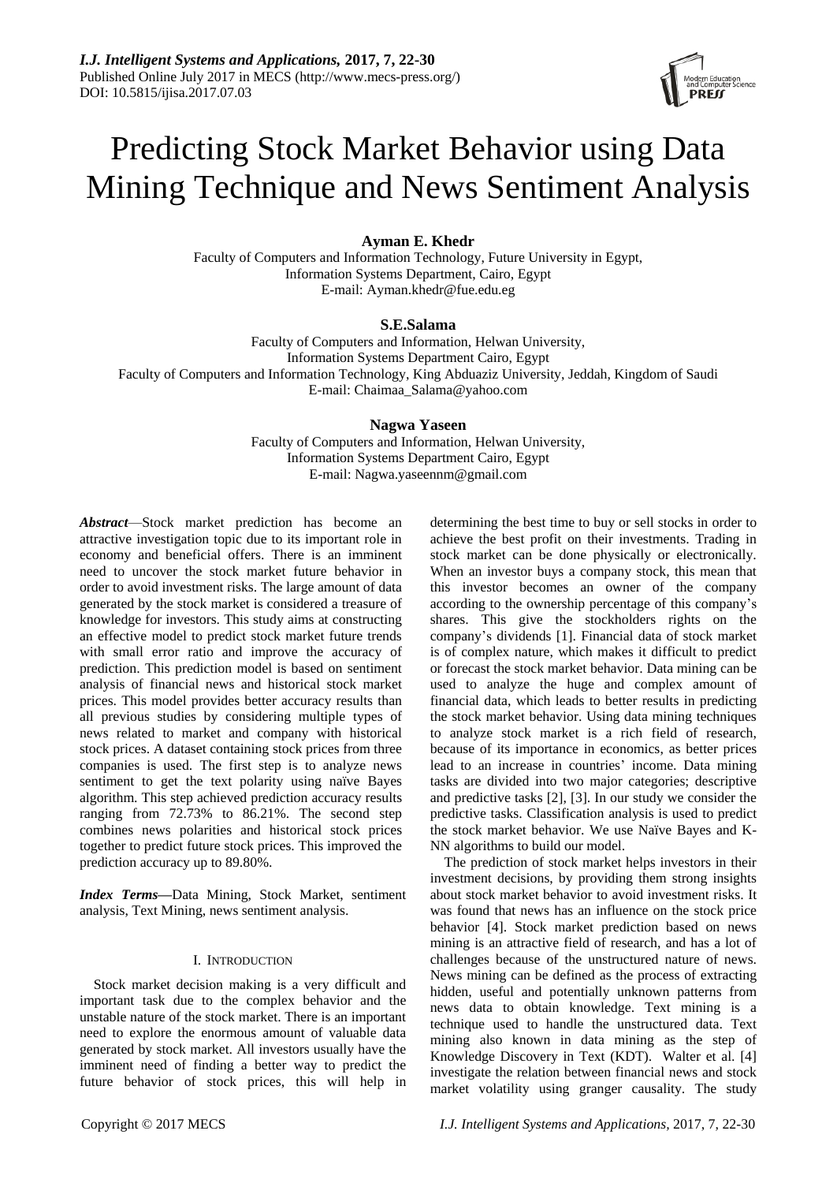# Predicting Stock Market Behavior using Data Mining Technique and News Sentiment Analysis

**Ayman E. Khedr**

Faculty of Computers and Information Technology, Future University in Egypt,
Information Systems Department, Cairo, Egypt
E-mail: Ayman.khedr@fue.edu.eg

**S.E.Salama**

Faculty of Computers and Information, Helwan University,
Information Systems Department Cairo, Egypt
Faculty of Computers and Information Technology, King Abduaziz University, Jeddah, Kingdom of Saudi
E-mail: Chaimaa_Salama@yahoo.com

**Nagwa Yaseen**

Faculty of Computers and Information, Helwan University,
Information Systems Department Cairo, Egypt
E-mail: Nagwa.yaseennm@gmail.com

***Abstract***—Stock market prediction has become an attractive investigation topic due to its important role in economy and beneficial offers. There is an imminent need to uncover the stock market future behavior in order to avoid investment risks. The large amount of data generated by the stock market is considered a treasure of knowledge for investors. This study aims at constructing an effective model to predict stock market future trends with small error ratio and improve the accuracy of prediction. This prediction model is based on sentiment analysis of financial news and historical stock market prices. This model provides better accuracy results than all previous studies by considering multiple types of news related to market and company with historical stock prices. A dataset containing stock prices from three companies is used. The first step is to analyze news sentiment to get the text polarity using naïve Bayes algorithm. This step achieved prediction accuracy results ranging from 72.73% to 86.21%. The second step combines news polarities and historical stock prices together to predict future stock prices. This improved the prediction accuracy up to 89.80%.

***Index Terms*****—**Data Mining, Stock Market, sentiment analysis, Text Mining, news sentiment analysis.

## I. Introduction

Stock market decision making is a very difficult and important task due to the complex behavior and the unstable nature of the stock market. There is an important need to explore the enormous amount of valuable data generated by stock market. All investors usually have the imminent need of finding a better way to predict the future behavior of stock prices, this will help in determining the best time to buy or sell stocks in order to achieve the best profit on their investments. Trading in stock market can be done physically or electronically. When an investor buys a company stock, this mean that this investor becomes an owner of the company according to the ownership percentage of this company's shares. This give the stockholders rights on the company's dividends [1]. Financial data of stock market is of complex nature, which makes it difficult to predict or forecast the stock market behavior. Data mining can be used to analyze the huge and complex amount of financial data, which leads to better results in predicting the stock market behavior. Using data mining techniques to analyze stock market is a rich field of research, because of its importance in economics, as better prices lead to an increase in countries' income. Data mining tasks are divided into two major categories; descriptive and predictive tasks [2], [3]. In our study we consider the predictive tasks. Classification analysis is used to predict the stock market behavior. We use Naïve Bayes and K-NN algorithms to build our model.

The prediction of stock market helps investors in their investment decisions, by providing them strong insights about stock market behavior to avoid investment risks. It was found that news has an influence on the stock price behavior [4]. Stock market prediction based on news mining is an attractive field of research, and has a lot of challenges because of the unstructured nature of news. News mining can be defined as the process of extracting hidden, useful and potentially unknown patterns from news data to obtain knowledge. Text mining is a technique used to handle the unstructured data. Text mining also known in data mining as the step of Knowledge Discovery in Text (KDT). Walter et al. [4] investigate the relation between financial news and stock market volatility using granger causality. The study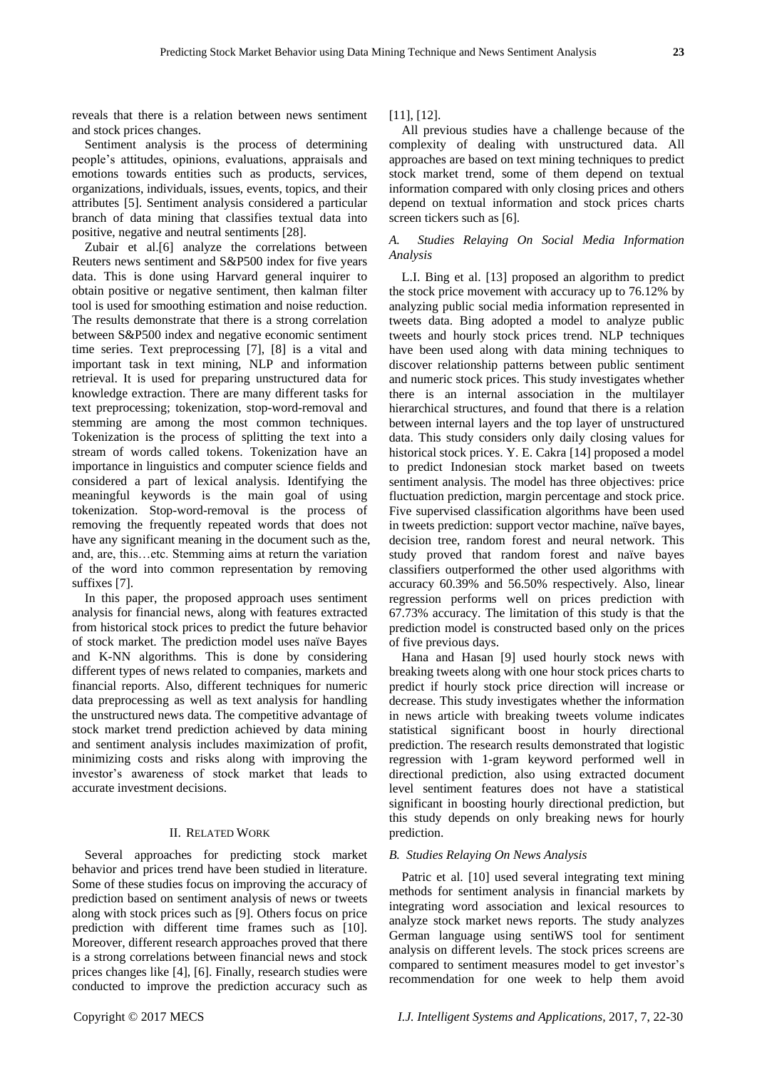reveals that there is a relation between news sentiment and stock prices changes.

Sentiment analysis is the process of determining people's attitudes, opinions, evaluations, appraisals and emotions towards entities such as products, services, organizations, individuals, issues, events, topics, and their attributes [5]. Sentiment analysis considered a particular branch of data mining that classifies textual data into positive, negative and neutral sentiments [28].

Zubair et al.[6] analyze the correlations between Reuters news sentiment and S&P500 index for five years data. This is done using Harvard general inquirer to obtain positive or negative sentiment, then kalman filter tool is used for smoothing estimation and noise reduction. The results demonstrate that there is a strong correlation between S&P500 index and negative economic sentiment time series. Text preprocessing [7], [8] is a vital and important task in text mining, NLP and information retrieval. It is used for preparing unstructured data for knowledge extraction. There are many different tasks for text preprocessing; tokenization, stop-word-removal and stemming are among the most common techniques. Tokenization is the process of splitting the text into a stream of words called tokens. Tokenization have an importance in linguistics and computer science fields and considered a part of lexical analysis. Identifying the meaningful keywords is the main goal of using tokenization. Stop-word-removal is the process of removing the frequently repeated words that does not have any significant meaning in the document such as the, and, are, this…etc. Stemming aims at return the variation of the word into common representation by removing suffixes [7].

In this paper, the proposed approach uses sentiment analysis for financial news, along with features extracted from historical stock prices to predict the future behavior of stock market. The prediction model uses naïve Bayes and K-NN algorithms. This is done by considering different types of news related to companies, markets and financial reports. Also, different techniques for numeric data preprocessing as well as text analysis for handling the unstructured news data. The competitive advantage of stock market trend prediction achieved by data mining and sentiment analysis includes maximization of profit, minimizing costs and risks along with improving the investor's awareness of stock market that leads to accurate investment decisions.

## II. Related Work

Several approaches for predicting stock market behavior and prices trend have been studied in literature. Some of these studies focus on improving the accuracy of prediction based on sentiment analysis of news or tweets along with stock prices such as [9]. Others focus on price prediction with different time frames such as [10]. Moreover, different research approaches proved that there is a strong correlations between financial news and stock prices changes like [4], [6]. Finally, research studies were conducted to improve the prediction accuracy such as [11], [12].

All previous studies have a challenge because of the complexity of dealing with unstructured data. All approaches are based on text mining techniques to predict stock market trend, some of them depend on textual information compared with only closing prices and others depend on textual information and stock prices charts screen tickers such as [6].

### *A. Studies Relaying On Social Media Information Analysis*

L.I. Bing et al. [13] proposed an algorithm to predict the stock price movement with accuracy up to 76.12% by analyzing public social media information represented in tweets data. Bing adopted a model to analyze public tweets and hourly stock prices trend. NLP techniques have been used along with data mining techniques to discover relationship patterns between public sentiment and numeric stock prices. This study investigates whether there is an internal association in the multilayer hierarchical structures, and found that there is a relation between internal layers and the top layer of unstructured data. This study considers only daily closing values for historical stock prices. Y. E. Cakra [14] proposed a model to predict Indonesian stock market based on tweets sentiment analysis. The model has three objectives: price fluctuation prediction, margin percentage and stock price. Five supervised classification algorithms have been used in tweets prediction: support vector machine, naïve bayes, decision tree, random forest and neural network. This study proved that random forest and naïve bayes classifiers outperformed the other used algorithms with accuracy 60.39% and 56.50% respectively. Also, linear regression performs well on prices prediction with 67.73% accuracy. The limitation of this study is that the prediction model is constructed based only on the prices of five previous days.

Hana and Hasan [9] used hourly stock news with breaking tweets along with one hour stock prices charts to predict if hourly stock price direction will increase or decrease. This study investigates whether the information in news article with breaking tweets volume indicates statistical significant boost in hourly directional prediction. The research results demonstrated that logistic regression with 1-gram keyword performed well in directional prediction, also using extracted document level sentiment features does not have a statistical significant in boosting hourly directional prediction, but this study depends on only breaking news for hourly prediction.

### *B. Studies Relaying On News Analysis*

Patric et al. [10] used several integrating text mining methods for sentiment analysis in financial markets by integrating word association and lexical resources to analyze stock market news reports. The study analyzes German language using sentiWS tool for sentiment analysis on different levels. The stock prices screens are compared to sentiment measures model to get investor's recommendation for one week to help them avoid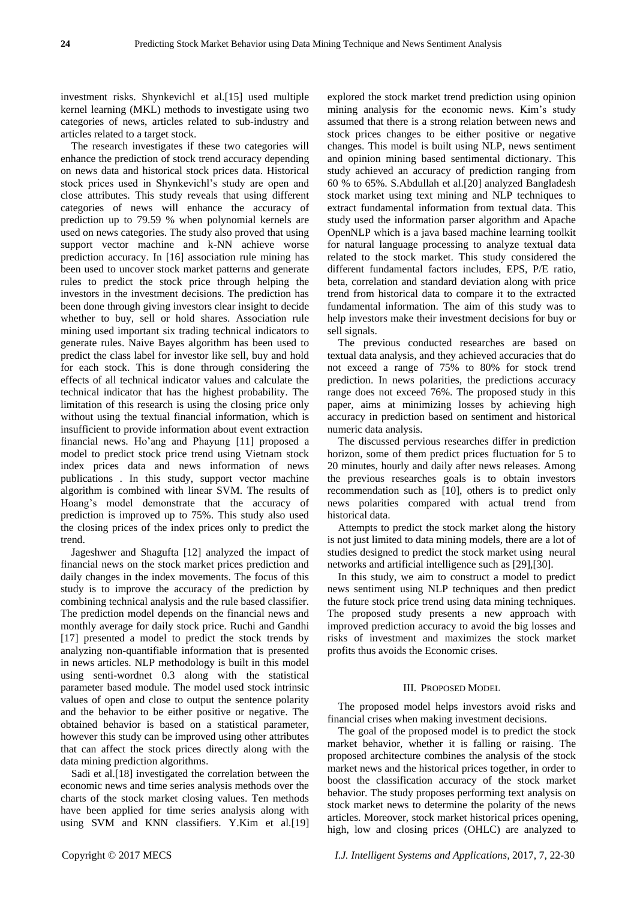investment risks. Shynkevichl et al.[15] used multiple kernel learning (MKL) methods to investigate using two categories of news, articles related to sub-industry and articles related to a target stock.

The research investigates if these two categories will enhance the prediction of stock trend accuracy depending on news data and historical stock prices data. Historical stock prices used in Shynkevichl's study are open and close attributes. This study reveals that using different categories of news will enhance the accuracy of prediction up to 79.59 % when polynomial kernels are used on news categories. The study also proved that using support vector machine and k-NN achieve worse prediction accuracy. In [16] association rule mining has been used to uncover stock market patterns and generate rules to predict the stock price through helping the investors in the investment decisions. The prediction has been done through giving investors clear insight to decide whether to buy, sell or hold shares. Association rule mining used important six trading technical indicators to generate rules. Naive Bayes algorithm has been used to predict the class label for investor like sell, buy and hold for each stock. This is done through considering the effects of all technical indicator values and calculate the technical indicator that has the highest probability. The limitation of this research is using the closing price only without using the textual financial information, which is insufficient to provide information about event extraction financial news. Ho'ang and Phayung [11] proposed a model to predict stock price trend using Vietnam stock index prices data and news information of news publications . In this study, support vector machine algorithm is combined with linear SVM. The results of Hoang's model demonstrate that the accuracy of prediction is improved up to 75%. This study also used the closing prices of the index prices only to predict the trend.

Jageshwer and Shagufta [12] analyzed the impact of financial news on the stock market prices prediction and daily changes in the index movements. The focus of this study is to improve the accuracy of the prediction by combining technical analysis and the rule based classifier. The prediction model depends on the financial news and monthly average for daily stock price. Ruchi and Gandhi [17] presented a model to predict the stock trends by analyzing non-quantifiable information that is presented in news articles. NLP methodology is built in this model using senti-wordnet 0.3 along with the statistical parameter based module. The model used stock intrinsic values of open and close to output the sentence polarity and the behavior to be either positive or negative. The obtained behavior is based on a statistical parameter, however this study can be improved using other attributes that can affect the stock prices directly along with the data mining prediction algorithms.

Sadi et al.[18] investigated the correlation between the economic news and time series analysis methods over the charts of the stock market closing values. Ten methods have been applied for time series analysis along with using SVM and KNN classifiers. Y.Kim et al.[19] explored the stock market trend prediction using opinion mining analysis for the economic news. Kim's study assumed that there is a strong relation between news and stock prices changes to be either positive or negative changes. This model is built using NLP, news sentiment and opinion mining based sentimental dictionary. This study achieved an accuracy of prediction ranging from 60 % to 65%. S.Abdullah et al.[20] analyzed Bangladesh stock market using text mining and NLP techniques to extract fundamental information from textual data. This study used the information parser algorithm and Apache OpenNLP which is a java based machine learning toolkit for natural language processing to analyze textual data related to the stock market. This study considered the different fundamental factors includes, EPS, P/E ratio, beta, correlation and standard deviation along with price trend from historical data to compare it to the extracted fundamental information. The aim of this study was to help investors make their investment decisions for buy or sell signals.

The previous conducted researches are based on textual data analysis, and they achieved accuracies that do not exceed a range of 75% to 80% for stock trend prediction. In news polarities, the predictions accuracy range does not exceed 76%. The proposed study in this paper, aims at minimizing losses by achieving high accuracy in prediction based on sentiment and historical numeric data analysis.

The discussed pervious researches differ in prediction horizon, some of them predict prices fluctuation for 5 to 20 minutes, hourly and daily after news releases. Among the previous researches goals is to obtain investors recommendation such as [10], others is to predict only news polarities compared with actual trend from historical data.

Attempts to predict the stock market along the history is not just limited to data mining models, there are a lot of studies designed to predict the stock market using neural networks and artificial intelligence such as [29],[30].

In this study, we aim to construct a model to predict news sentiment using NLP techniques and then predict the future stock price trend using data mining techniques. The proposed study presents a new approach with improved prediction accuracy to avoid the big losses and risks of investment and maximizes the stock market profits thus avoids the Economic crises.

## III. Proposed Model

The proposed model helps investors avoid risks and financial crises when making investment decisions.

The goal of the proposed model is to predict the stock market behavior, whether it is falling or raising. The proposed architecture combines the analysis of the stock market news and the historical prices together, in order to boost the classification accuracy of the stock market behavior. The study proposes performing text analysis on stock market news to determine the polarity of the news articles. Moreover, stock market historical prices opening, high, low and closing prices (OHLC) are analyzed to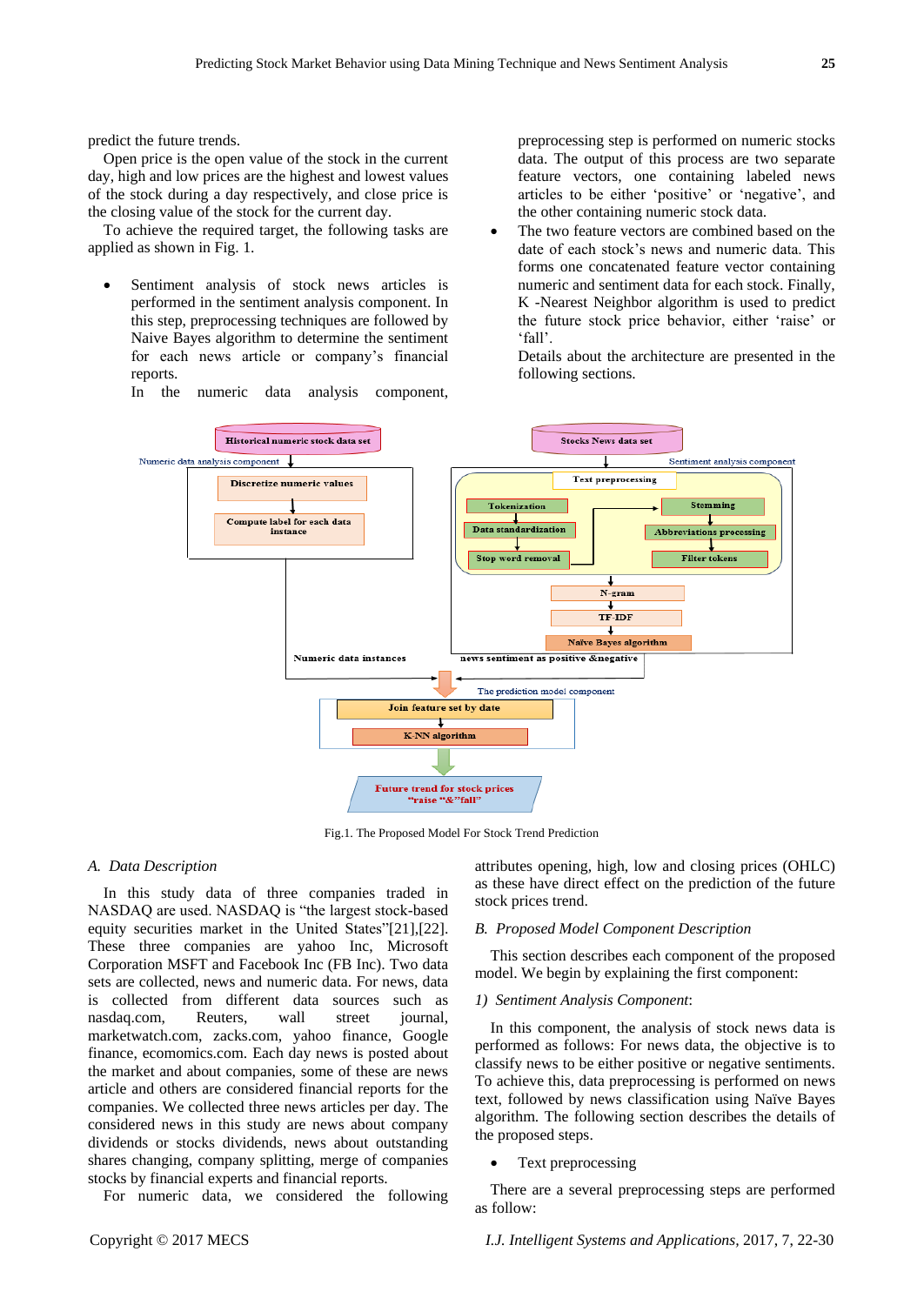predict the future trends.

Open price is the open value of the stock in the current day, high and low prices are the highest and lowest values of the stock during a day respectively, and close price is the closing value of the stock for the current day.

To achieve the required target, the following tasks are applied as shown in Fig. 1.

- Sentiment analysis of stock news articles is performed in the sentiment analysis component. In this step, preprocessing techniques are followed by Naive Bayes algorithm to determine the sentiment for each news article or company's financial reports.

  In the numeric data analysis component, preprocessing step is performed on numeric stocks data. The output of this process are two separate feature vectors, one containing labeled news articles to be either 'positive' or 'negative', and the other containing numeric stock data.

- The two feature vectors are combined based on the date of each stock's news and numeric data. This forms one concatenated feature vector containing numeric and sentiment data for each stock. Finally, K -Nearest Neighbor algorithm is used to predict the future stock price behavior, either 'raise' or 'fall'.

  Details about the architecture are presented in the following sections.

Fig.1. The Proposed Model For Stock Trend Prediction

### A. Data Description

In this study data of three companies traded in NASDAQ are used. NASDAQ is "the largest stock-based equity securities market in the United States"[21],[22]. These three companies are yahoo Inc, Microsoft Corporation MSFT and Facebook Inc (FB Inc). Two data sets are collected, news and numeric data. For news, data is collected from different data sources such as nasdaq.com, Reuters, wall street journal, marketwatch.com, zacks.com, yahoo finance, Google finance, ecomomics.com. Each day news is posted about the market and about companies, some of these are news article and others are considered financial reports for the companies. We collected three news articles per day. The considered news in this study are news about company dividends or stocks dividends, news about outstanding shares changing, company splitting, merge of companies stocks by financial experts and financial reports.

For numeric data, we considered the following attributes opening, high, low and closing prices (OHLC) as these have direct effect on the prediction of the future stock prices trend.

### B. Proposed Model Component Description

This section describes each component of the proposed model. We begin by explaining the first component:

#### *1) Sentiment Analysis Component*:

In this component, the analysis of stock news data is performed as follows: For news data, the objective is to classify news to be either positive or negative sentiments. To achieve this, data preprocessing is performed on news text, followed by news classification using Naïve Bayes algorithm. The following section describes the details of the proposed steps.

- Text preprocessing

There are a several preprocessing steps are performed as follow: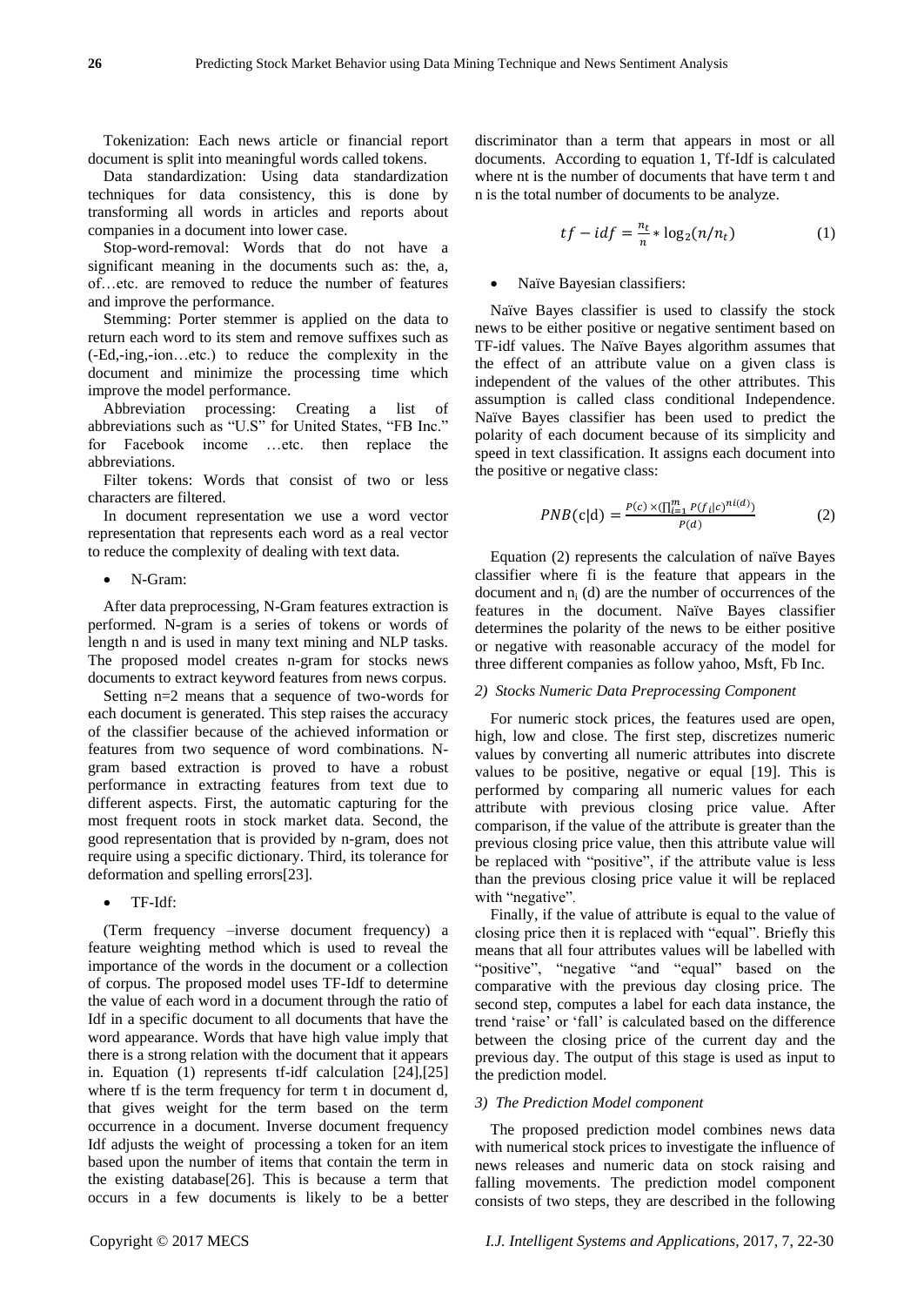Tokenization: Each news article or financial report document is split into meaningful words called tokens.

Data standardization: Using data standardization techniques for data consistency, this is done by transforming all words in articles and reports about companies in a document into lower case.

Stop-word-removal: Words that do not have a significant meaning in the documents such as: the, a, of…etc. are removed to reduce the number of features and improve the performance.

Stemming: Porter stemmer is applied on the data to return each word to its stem and remove suffixes such as (-Ed,-ing,-ion…etc.) to reduce the complexity in the document and minimize the processing time which improve the model performance.

Abbreviation processing: Creating a list of abbreviations such as "U.S" for United States, "FB Inc." for Facebook income …etc. then replace the abbreviations.

Filter tokens: Words that consist of two or less characters are filtered.

In document representation we use a word vector representation that represents each word as a real vector to reduce the complexity of dealing with text data.

- N-Gram:

After data preprocessing, N-Gram features extraction is performed. N-gram is a series of tokens or words of length n and is used in many text mining and NLP tasks. The proposed model creates n-gram for stocks news documents to extract keyword features from news corpus.

Setting n=2 means that a sequence of two-words for each document is generated. This step raises the accuracy of the classifier because of the achieved information or features from two sequence of word combinations. N-gram based extraction is proved to have a robust performance in extracting features from text due to different aspects. First, the automatic capturing for the most frequent roots in stock market data. Second, the good representation that is provided by n-gram, does not require using a specific dictionary. Third, its tolerance for deformation and spelling errors[23].

- TF-Idf:

(Term frequency –inverse document frequency) a feature weighting method which is used to reveal the importance of the words in the document or a collection of corpus. The proposed model uses TF-Idf to determine the value of each word in a document through the ratio of Idf in a specific document to all documents that have the word appearance. Words that have high value imply that there is a strong relation with the document that it appears in. Equation (1) represents tf-idf calculation [24],[25] where tf is the term frequency for term t in document d, that gives weight for the term based on the term occurrence in a document. Inverse document frequency Idf adjusts the weight of processing a token for an item based upon the number of items that contain the term in the existing database[26]. This is because a term that occurs in a few documents is likely to be a better discriminator than a term that appears in most or all documents. According to equation 1, Tf-Idf is calculated where nt is the number of documents that have term t and n is the total number of documents to be analyze.

$$tf - idf = \frac{n_t}{n} * \log_2(n/n_t) \tag{1}$$

- Naïve Bayesian classifiers:

Naïve Bayes classifier is used to classify the stock news to be either positive or negative sentiment based on TF-idf values. The Naïve Bayes algorithm assumes that the effect of an attribute value on a given class is independent of the values of the other attributes. This assumption is called class conditional Independence. Naïve Bayes classifier has been used to predict the polarity of each document because of its simplicity and speed in text classification. It assigns each document into the positive or negative class:

$$PNB(\text{c}|\text{d}) = \frac{P(c) \times (\prod_{i=1}^{m} P(f_i|c)^{ni(d)})}{P(d)} \tag{2}$$

Equation (2) represents the calculation of naïve Bayes classifier where fi is the feature that appears in the document and $n_i$ (d) are the number of occurrences of the features in the document. Naïve Bayes classifier determines the polarity of the news to be either positive or negative with reasonable accuracy of the model for three different companies as follow yahoo, Msft, Fb Inc.

### *2) Stocks Numeric Data Preprocessing Component*

For numeric stock prices, the features used are open, high, low and close. The first step, discretizes numeric values by converting all numeric attributes into discrete values to be positive, negative or equal [19]. This is performed by comparing all numeric values for each attribute with previous closing price value. After comparison, if the value of the attribute is greater than the previous closing price value, then this attribute value will be replaced with "positive", if the attribute value is less than the previous closing price value it will be replaced with "negative".

Finally, if the value of attribute is equal to the value of closing price then it is replaced with "equal". Briefly this means that all four attributes values will be labelled with "positive", "negative "and "equal" based on the comparative with the previous day closing price. The second step, computes a label for each data instance, the trend 'raise' or 'fall' is calculated based on the difference between the closing price of the current day and the previous day. The output of this stage is used as input to the prediction model.

### *3) The Prediction Model component*

The proposed prediction model combines news data with numerical stock prices to investigate the influence of news releases and numeric data on stock raising and falling movements. The prediction model component consists of two steps, they are described in the following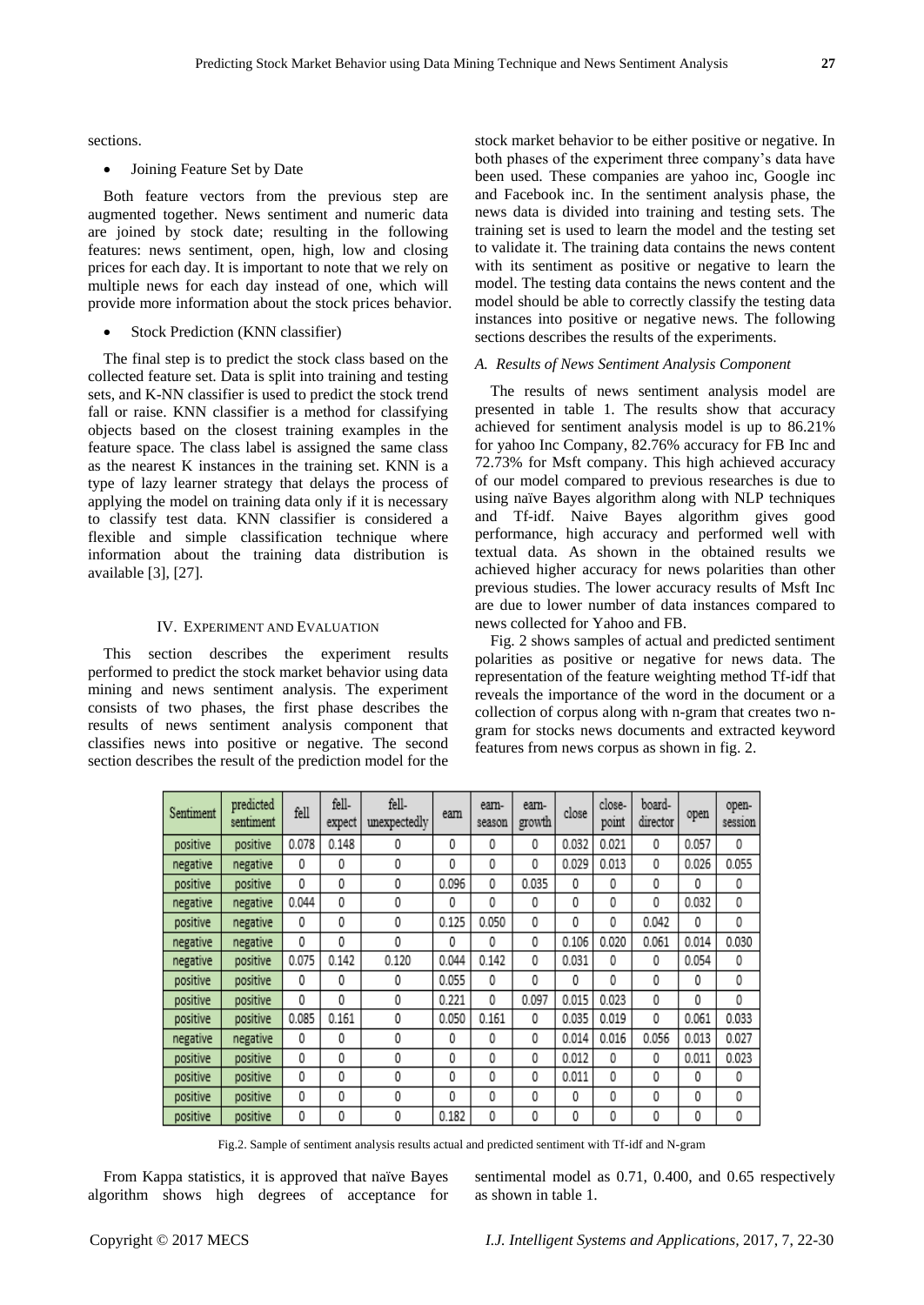sections.

- Joining Feature Set by Date

Both feature vectors from the previous step are augmented together. News sentiment and numeric data are joined by stock date; resulting in the following features: news sentiment, open, high, low and closing prices for each day. It is important to note that we rely on multiple news for each day instead of one, which will provide more information about the stock prices behavior.

- Stock Prediction (KNN classifier)

The final step is to predict the stock class based on the collected feature set. Data is split into training and testing sets, and K-NN classifier is used to predict the stock trend fall or raise. KNN classifier is a method for classifying objects based on the closest training examples in the feature space. The class label is assigned the same class as the nearest K instances in the training set. KNN is a type of lazy learner strategy that delays the process of applying the model on training data only if it is necessary to classify test data. KNN classifier is considered a flexible and simple classification technique where information about the training data distribution is available [3], [27].

## IV. Experiment and Evaluation

This section describes the experiment results performed to predict the stock market behavior using data mining and news sentiment analysis. The experiment consists of two phases, the first phase describes the results of news sentiment analysis component that classifies news into positive or negative. The second section describes the result of the prediction model for the stock market behavior to be either positive or negative. In both phases of the experiment three company's data have been used. These companies are yahoo inc, Google inc and Facebook inc. In the sentiment analysis phase, the news data is divided into training and testing sets. The training set is used to learn the model and the testing set to validate it. The training data contains the news content with its sentiment as positive or negative to learn the model. The testing data contains the news content and the model should be able to correctly classify the testing data instances into positive or negative news. The following sections describes the results of the experiments.

### *A. Results of News Sentiment Analysis Component*

The results of news sentiment analysis model are presented in table 1. The results show that accuracy achieved for sentiment analysis model is up to 86.21% for yahoo Inc Company, 82.76% accuracy for FB Inc and 72.73% for Msft company. This high achieved accuracy of our model compared to previous researches is due to using naïve Bayes algorithm along with NLP techniques and Tf-idf. Naive Bayes algorithm gives good performance, high accuracy and performed well with textual data. As shown in the obtained results we achieved higher accuracy for news polarities than other previous studies. The lower accuracy results of Msft Inc are due to lower number of data instances compared to news collected for Yahoo and FB.

Fig. 2 shows samples of actual and predicted sentiment polarities as positive or negative for news data. The representation of the feature weighting method Tf-idf that reveals the importance of the word in the document or a collection of corpus along with n-gram that creates two n-gram for stocks news documents and extracted keyword features from news corpus as shown in fig. 2.

| Sentiment | predicted sentiment | fell | fell-expect | fell-unexpectedly | earn | earn-season | earn-growth | close | close-point | board-director | open | open-session |
|---|---|---|---|---|---|---|---|---|---|---|---|---|
| positive | positive | 0.078 | 0.148 | 0 | 0 | 0 | 0 | 0.032 | 0.021 | 0 | 0.057 | 0 |
| negative | negative | 0 | 0 | 0 | 0 | 0 | 0 | 0.029 | 0.013 | 0 | 0.026 | 0.055 |
| positive | positive | 0 | 0 | 0 | 0.096 | 0 | 0.035 | 0 | 0 | 0 | 0 | 0 |
| negative | negative | 0.044 | 0 | 0 | 0 | 0 | 0 | 0 | 0 | 0 | 0.032 | 0 |
| positive | negative | 0 | 0 | 0 | 0.125 | 0.050 | 0 | 0 | 0 | 0.042 | 0 | 0 |
| negative | negative | 0 | 0 | 0 | 0 | 0 | 0 | 0.106 | 0.020 | 0.061 | 0.014 | 0.030 |
| negative | positive | 0.075 | 0.142 | 0.120 | 0.044 | 0.142 | 0 | 0.031 | 0 | 0 | 0.054 | 0 |
| positive | positive | 0 | 0 | 0 | 0.055 | 0 | 0 | 0 | 0 | 0 | 0 | 0 |
| positive | positive | 0 | 0 | 0 | 0.221 | 0 | 0.097 | 0.015 | 0.023 | 0 | 0 | 0 |
| positive | positive | 0.085 | 0.161 | 0 | 0.050 | 0.161 | 0 | 0.035 | 0.019 | 0 | 0.061 | 0.033 |
| negative | negative | 0 | 0 | 0 | 0 | 0 | 0 | 0.014 | 0.016 | 0.056 | 0.013 | 0.027 |
| positive | positive | 0 | 0 | 0 | 0 | 0 | 0 | 0.012 | 0 | 0 | 0.011 | 0.023 |
| positive | positive | 0 | 0 | 0 | 0 | 0 | 0 | 0.011 | 0 | 0 | 0 | 0 |
| positive | positive | 0 | 0 | 0 | 0 | 0 | 0 | 0 | 0 | 0 | 0 | 0 |
| positive | positive | 0 | 0 | 0 | 0.182 | 0 | 0 | 0 | 0 | 0 | 0 | 0 |

Fig.2. Sample of sentiment analysis results actual and predicted sentiment with Tf-idf and N-gram

From Kappa statistics, it is approved that naïve Bayes algorithm shows high degrees of acceptance for sentimental model as 0.71, 0.400, and 0.65 respectively as shown in table 1.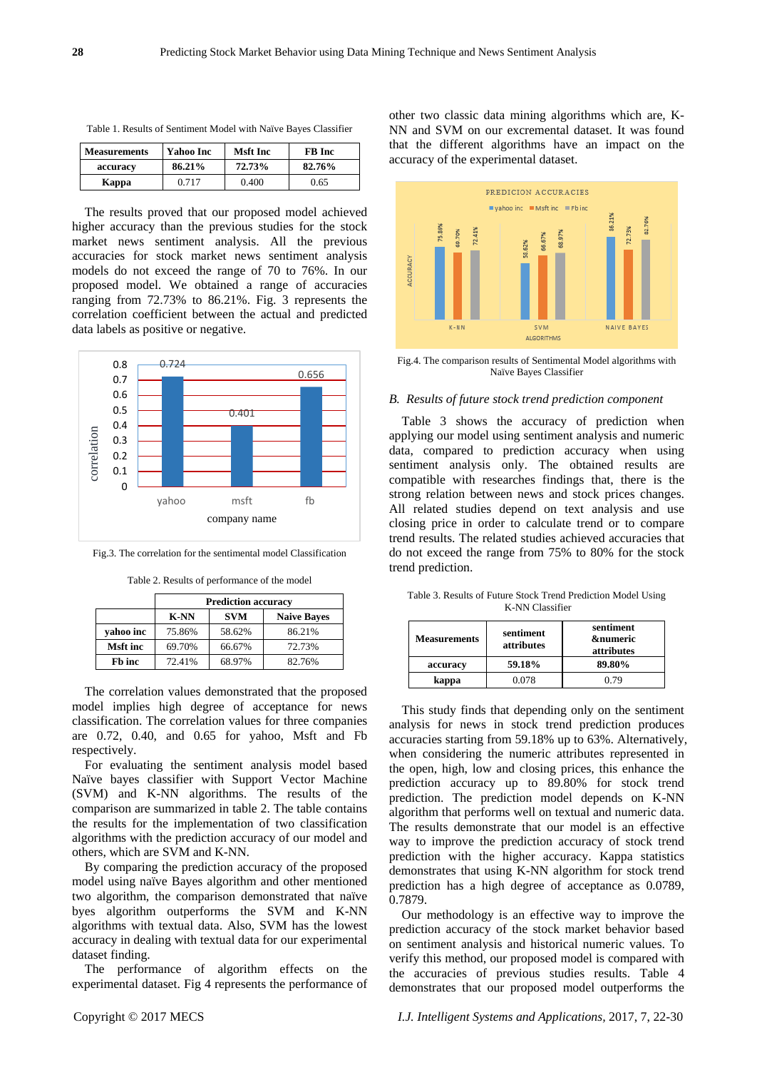Table 1. Results of Sentiment Model with Naïve Bayes Classifier

| Measurements | Yahoo Inc | Msft Inc | FB Inc |
|---|---|---|---|
| accuracy | 86.21% | 72.73% | 82.76% |
| Kappa | 0.717 | 0.400 | 0.65 |

The results proved that our proposed model achieved higher accuracy than the previous studies for the stock market news sentiment analysis. All the previous accuracies for stock market news sentiment analysis models do not exceed the range of 70 to 76%. In our proposed model. We obtained a range of accuracies ranging from 72.73% to 86.21%. Fig. 3 represents the correlation coefficient between the actual and predicted data labels as positive or negative.

Fig.3. The correlation for the sentimental model Classification

Table 2. Results of performance of the model

| | Prediction accuracy | | |
|---|---|---|---|
| | K-NN | SVM | Naive Bayes |
| yahoo inc | 75.86% | 58.62% | 86.21% |
| Msft inc | 69.70% | 66.67% | 72.73% |
| Fb inc | 72.41% | 68.97% | 82.76% |

The correlation values demonstrated that the proposed model implies high degree of acceptance for news classification. The correlation values for three companies are 0.72, 0.40, and 0.65 for yahoo, Msft and Fb respectively.

For evaluating the sentiment analysis model based Naïve bayes classifier with Support Vector Machine (SVM) and K-NN algorithms. The results of the comparison are summarized in table 2. The table contains the results for the implementation of two classification algorithms with the prediction accuracy of our model and others, which are SVM and K-NN.

By comparing the prediction accuracy of the proposed model using naïve Bayes algorithm and other mentioned two algorithm, the comparison demonstrated that naïve byes algorithm outperforms the SVM and K-NN algorithms with textual data. Also, SVM has the lowest accuracy in dealing with textual data for our experimental dataset finding.

The performance of algorithm effects on the experimental dataset. Fig 4 represents the performance of other two classic data mining algorithms which are, K-NN and SVM on our excremental dataset. It was found that the different algorithms have an impact on the accuracy of the experimental dataset.

Fig.4. The comparison results of Sentimental Model algorithms with Naïve Bayes Classifier

### B. *Results of future stock trend prediction component*

Table 3 shows the accuracy of prediction when applying our model using sentiment analysis and numeric data, compared to prediction accuracy when using sentiment analysis only. The obtained results are compatible with researches findings that, there is the strong relation between news and stock prices changes. All related studies depend on text analysis and use closing price in order to calculate trend or to compare trend results. The related studies achieved accuracies that do not exceed the range from 75% to 80% for the stock trend prediction.

Table 3. Results of Future Stock Trend Prediction Model Using K-NN Classifier

| Measurements | sentiment attributes | sentiment &numeric attributes |
|---|---|---|
| accuracy | 59.18% | 89.80% |
| kappa | 0.078 | 0.79 |

This study finds that depending only on the sentiment analysis for news in stock trend prediction produces accuracies starting from 59.18% up to 63%. Alternatively, when considering the numeric attributes represented in the open, high, low and closing prices, this enhance the prediction accuracy up to 89.80% for stock trend prediction. The prediction model depends on K-NN algorithm that performs well on textual and numeric data. The results demonstrate that our model is an effective way to improve the prediction accuracy of stock trend prediction with the higher accuracy. Kappa statistics demonstrates that using K-NN algorithm for stock trend prediction has a high degree of acceptance as 0.0789, 0.7879.

Our methodology is an effective way to improve the prediction accuracy of the stock market behavior based on sentiment analysis and historical numeric values. To verify this method, our proposed model is compared with the accuracies of previous studies results. Table 4 demonstrates that our proposed model outperforms the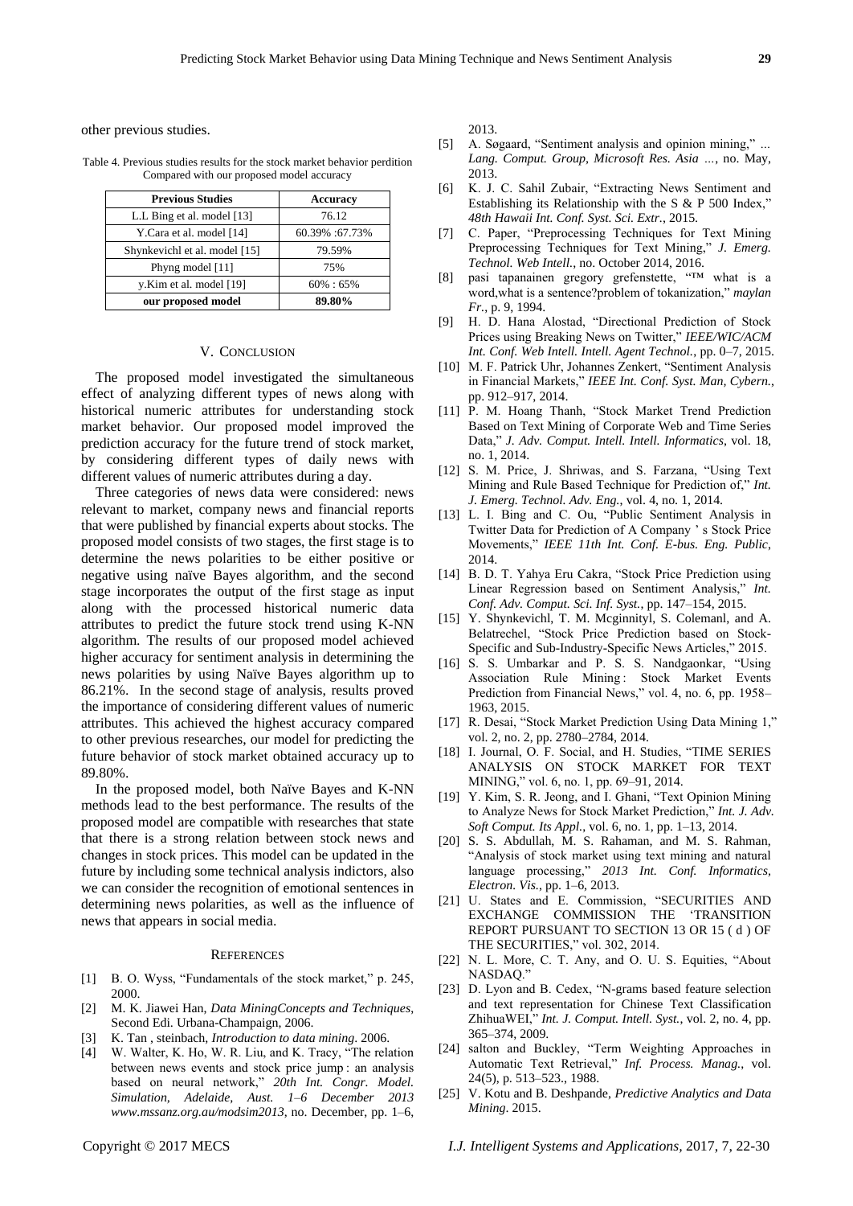other previous studies.

Table 4. Previous studies results for the stock market behavior perdition Compared with our proposed model accuracy

| Previous Studies | Accuracy |
| --- | --- |
| L.L Bing et al. model [13] | 76.12 |
| Y.Cara et al. model [14] | 60.39% :67.73% |
| Shynkevichl et al. model [15] | 79.59% |
| Phyng model [11] | 75% |
| y.Kim et al. model [19] | 60% : 65% |
| **our proposed model** | **89.80%** |

## V. Conclusion

The proposed model investigated the simultaneous effect of analyzing different types of news along with historical numeric attributes for understanding stock market behavior. Our proposed model improved the prediction accuracy for the future trend of stock market, by considering different types of daily news with different values of numeric attributes during a day.

Three categories of news data were considered: news relevant to market, company news and financial reports that were published by financial experts about stocks. The proposed model consists of two stages, the first stage is to determine the news polarities to be either positive or negative using naïve Bayes algorithm, and the second stage incorporates the output of the first stage as input along with the processed historical numeric data attributes to predict the future stock trend using K-NN algorithm. The results of our proposed model achieved higher accuracy for sentiment analysis in determining the news polarities by using Naïve Bayes algorithm up to 86.21%. In the second stage of analysis, results proved the importance of considering different values of numeric attributes. This achieved the highest accuracy compared to other previous researches, our model for predicting the future behavior of stock market obtained accuracy up to 89.80%.

In the proposed model, both Naïve Bayes and K-NN methods lead to the best performance. The results of the proposed model are compatible with researches that state that there is a strong relation between stock news and changes in stock prices. This model can be updated in the future by including some technical analysis indictors, also we can consider the recognition of emotional sentences in determining news polarities, as well as the influence of news that appears in social media.

## References

[1] B. O. Wyss, "Fundamentals of the stock market," p. 245, 2000.

[2] M. K. Jiawei Han, *Data MiningConcepts and Techniques*, Second Edi. Urbana-Champaign, 2006.

[3] K. Tan , steinbach, *Introduction to data mining*. 2006.

[4] W. Walter, K. Ho, W. R. Liu, and K. Tracy, "The relation between news events and stock price jump : an analysis based on neural network," *20th Int. Congr. Model. Simulation, Adelaide, Aust. 1–6 December 2013 www.mssanz.org.au/modsim2013*, no. December, pp. 1–6, 2013.

[5] A. Søgaard, "Sentiment analysis and opinion mining," *... Lang. Comput. Group, Microsoft Res. Asia ...*, no. May, 2013.

[6] K. J. C. Sahil Zubair, "Extracting News Sentiment and Establishing its Relationship with the S & P 500 Index," *48th Hawaii Int. Conf. Syst. Sci. Extr.*, 2015.

[7] C. Paper, "Preprocessing Techniques for Text Mining Preprocessing Techniques for Text Mining," *J. Emerg. Technol. Web Intell.*, no. October 2014, 2016.

[8] pasi tapanainen gregory grefenstette, "™ what is a word,what is a sentence?problem of tokanization," *maylan Fr.*, p. 9, 1994.

[9] H. D. Hana Alostad, "Directional Prediction of Stock Prices using Breaking News on Twitter," *IEEE/WIC/ACM Int. Conf. Web Intell. Intell. Agent Technol.*, pp. 0–7, 2015.

[10] M. F. Patrick Uhr, Johannes Zenkert, "Sentiment Analysis in Financial Markets," *IEEE Int. Conf. Syst. Man, Cybern.*, pp. 912–917, 2014.

[11] P. M. Hoang Thanh, "Stock Market Trend Prediction Based on Text Mining of Corporate Web and Time Series Data," *J. Adv. Comput. Intell. Intell. Informatics*, vol. 18, no. 1, 2014.

[12] S. M. Price, J. Shriwas, and S. Farzana, "Using Text Mining and Rule Based Technique for Prediction of," *Int. J. Emerg. Technol. Adv. Eng.*, vol. 4, no. 1, 2014.

[13] L. I. Bing and C. Ou, "Public Sentiment Analysis in Twitter Data for Prediction of A Company ' s Stock Price Movements," *IEEE 11th Int. Conf. E-bus. Eng. Public*, 2014.

[14] B. D. T. Yahya Eru Cakra, "Stock Price Prediction using Linear Regression based on Sentiment Analysis," *Int. Conf. Adv. Comput. Sci. Inf. Syst.*, pp. 147–154, 2015.

[15] Y. Shynkevichl, T. M. Mcginnityl, S. Colemanl, and A. Belatrechel, "Stock Price Prediction based on Stock-Specific and Sub-Industry-Specific News Articles," 2015.

[16] S. S. Umbarkar and P. S. S. Nandgaonkar, "Using Association Rule Mining : Stock Market Events Prediction from Financial News," vol. 4, no. 6, pp. 1958–1963, 2015.

[17] R. Desai, "Stock Market Prediction Using Data Mining 1," vol. 2, no. 2, pp. 2780–2784, 2014.

[18] I. Journal, O. F. Social, and H. Studies, "TIME SERIES ANALYSIS ON STOCK MARKET FOR TEXT MINING," vol. 6, no. 1, pp. 69–91, 2014.

[19] Y. Kim, S. R. Jeong, and I. Ghani, "Text Opinion Mining to Analyze News for Stock Market Prediction," *Int. J. Adv. Soft Comput. Its Appl.*, vol. 6, no. 1, pp. 1–13, 2014.

[20] S. S. Abdullah, M. S. Rahaman, and M. S. Rahman, "Analysis of stock market using text mining and natural language processing," *2013 Int. Conf. Informatics, Electron. Vis.*, pp. 1–6, 2013.

[21] U. States and E. Commission, "SECURITIES AND EXCHANGE COMMISSION THE 'TRANSITION REPORT PURSUANT TO SECTION 13 OR 15 ( d ) OF THE SECURITIES," vol. 302, 2014.

[22] N. L. More, C. T. Any, and O. U. S. Equities, "About NASDAQ."

[23] D. Lyon and B. Cedex, "N-grams based feature selection and text representation for Chinese Text Classification ZhihuaWEI," *Int. J. Comput. Intell. Syst.*, vol. 2, no. 4, pp. 365–374, 2009.

[24] salton and Buckley, "Term Weighting Approaches in Automatic Text Retrieval," *Inf. Process. Manag.*, vol. 24(5), p. 513–523., 1988.

[25] V. Kotu and B. Deshpande, *Predictive Analytics and Data Mining*. 2015.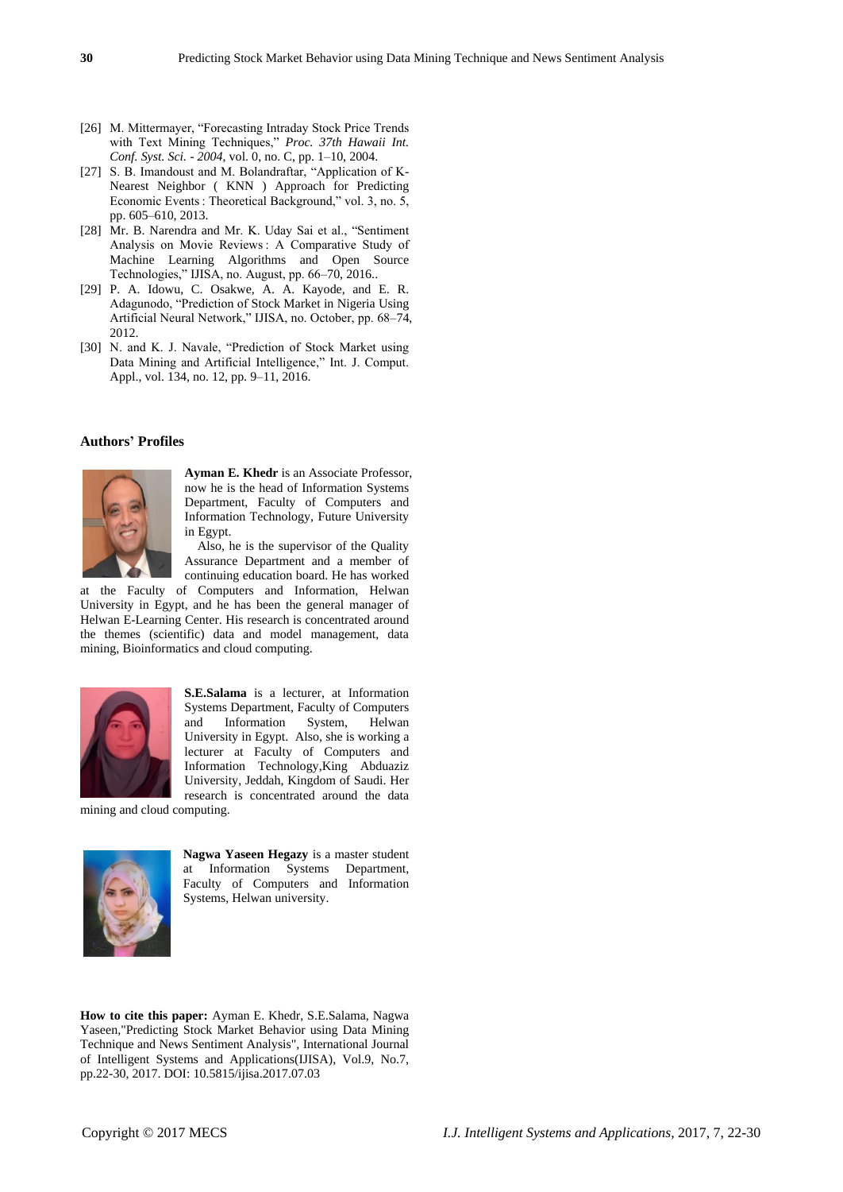[26] M. Mittermayer, "Forecasting Intraday Stock Price Trends with Text Mining Techniques," *Proc. 37th Hawaii Int. Conf. Syst. Sci. - 2004*, vol. 0, no. C, pp. 1–10, 2004.

[27] S. B. Imandoust and M. Bolandraftar, "Application of K-Nearest Neighbor ( KNN ) Approach for Predicting Economic Events : Theoretical Background," vol. 3, no. 5, pp. 605–610, 2013.

[28] Mr. B. Narendra and Mr. K. Uday Sai et al., "Sentiment Analysis on Movie Reviews : A Comparative Study of Machine Learning Algorithms and Open Source Technologies," IJISA, no. August, pp. 66–70, 2016..

[29] P. A. Idowu, C. Osakwe, A. A. Kayode, and E. R. Adagunodo, "Prediction of Stock Market in Nigeria Using Artificial Neural Network," IJISA, no. October, pp. 68–74, 2012.

[30] N. and K. J. Navale, "Prediction of Stock Market using Data Mining and Artificial Intelligence," Int. J. Comput. Appl., vol. 134, no. 12, pp. 9–11, 2016.

## Authors' Profiles

**Ayman E. Khedr** is an Associate Professor, now he is the head of Information Systems Department, Faculty of Computers and Information Technology, Future University in Egypt.

Also, he is the supervisor of the Quality Assurance Department and a member of continuing education board. He has worked at the Faculty of Computers and Information, Helwan University in Egypt, and he has been the general manager of Helwan E-Learning Center. His research is concentrated around the themes (scientific) data and model management, data mining, Bioinformatics and cloud computing.

**S.E.Salama** is a lecturer, at Information Systems Department, Faculty of Computers and Information System, Helwan University in Egypt. Also, she is working a lecturer at Faculty of Computers and Information Technology,King Abduaziz University, Jeddah, Kingdom of Saudi. Her research is concentrated around the data mining and cloud computing.

**Nagwa Yaseen Hegazy** is a master student at Information Systems Department, Faculty of Computers and Information Systems, Helwan university.

**How to cite this paper:** Ayman E. Khedr, S.E.Salama, Nagwa Yaseen,"Predicting Stock Market Behavior using Data Mining Technique and News Sentiment Analysis", International Journal of Intelligent Systems and Applications(IJISA), Vol.9, No.7, pp.22-30, 2017. DOI: 10.5815/ijisa.2017.07.03